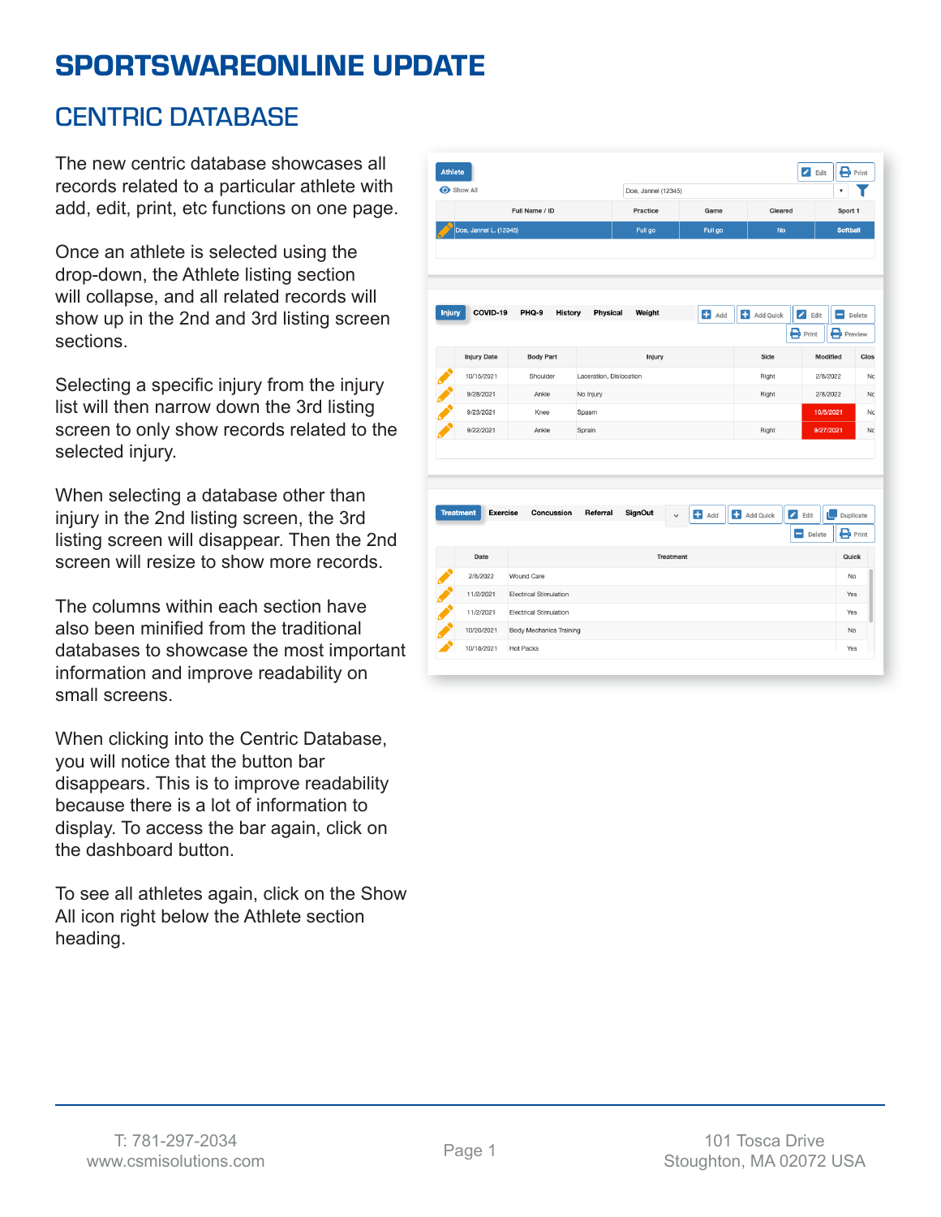# SPORTSWAREONLINE UPDATE

## CENTRIC DATABASE

The new centric database showcases all records related to a particular athlete with add, edit, print, etc functions on one page.

Once an athlete is selected using the drop-down, the Athlete listing section will collapse, and all related records will show up in the 2nd and 3rd listing screen sections.

Selecting a specific injury from the injury list will then narrow down the 3rd listing screen to only show records related to the selected injury.

When selecting a database other than injury in the 2nd listing screen, the 3rd listing screen will disappear. Then the 2nd screen will resize to show more records.

The columns within each section have also been minified from the traditional databases to showcase the most important information and improve readability on small screens.

When clicking into the Centric Database, you will notice that the button bar disappears. This is to improve readability because there is a lot of information to display. To access the bar again, click on the dashboard button.

To see all athletes again, click on the Show All icon right below the Athlete section heading.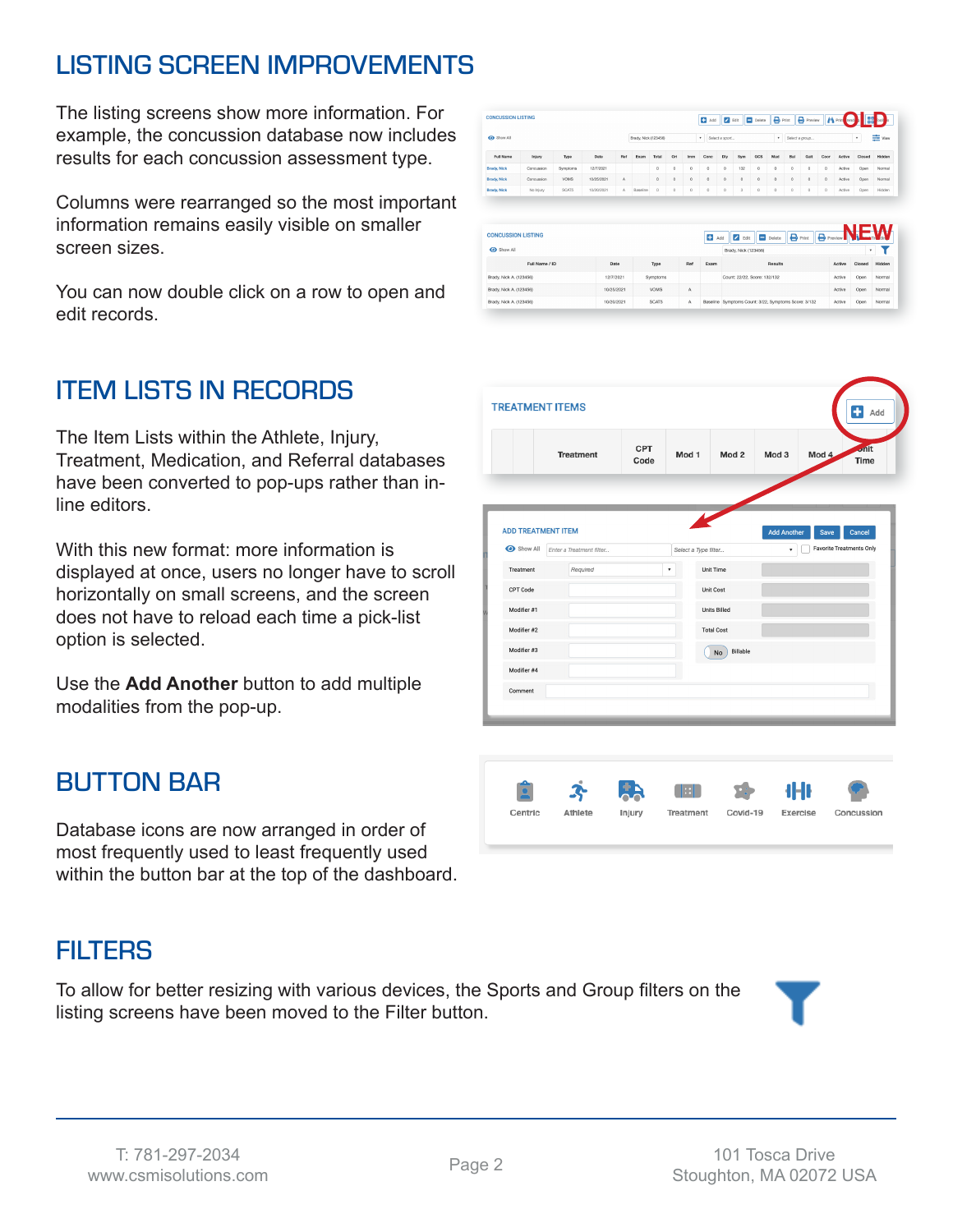## LISTING SCREEN IMPROVEMENTS

The listing screens show more information. For example, the concussion database now includes results for each concussion assessment type.

Columns were rearranged so the most important information remains easily visible on smaller screen sizes.

You can now double click on a row to open and edit records.

## ITEM LISTS IN RECORDS

The Item Lists within the Athlete, Injury, Treatment, Medication, and Referral databases have been converted to pop-ups rather than in-line editors.

With this new format: more information is displayed at once, users no longer have to scroll horizontally on small screens, and the screen does not have to reload each time a pick-list option is selected.

Use the **Add Another** button to add multiple modalities from the pop-up.

## BUTTON BAR

Database icons are now arranged in order of most frequently used to least frequently used within the button bar at the top of the dashboard.

## FILTERS

To allow for better resizing with various devices, the Sports and Group filters on the listing screens have been moved to the Filter button.

T: 781-297-2034
www.csmisolutions.com

101 Tosca Drive
Stoughton, MA 02072 USA